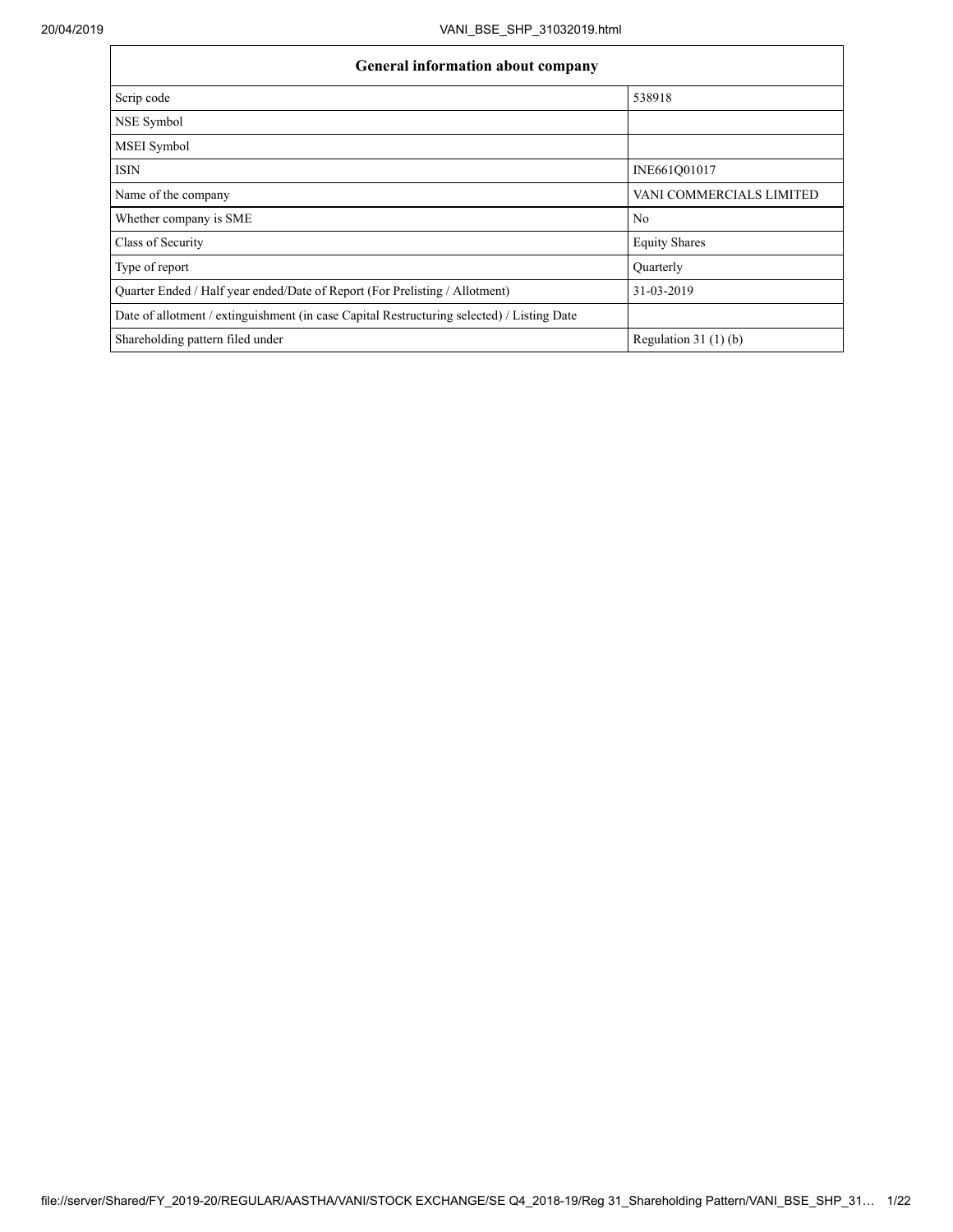| General information about company | |
|---|---|
| Scrip code | 538918 |
| NSE Symbol | |
| MSEI Symbol | |
| ISIN | INE661Q01017 |
| Name of the company | VANI COMMERCIALS LIMITED |
| Whether company is SME | No |
| Class of Security | Equity Shares |
| Type of report | Quarterly |
| Quarter Ended / Half year ended/Date of Report (For Prelisting / Allotment) | 31-03-2019 |
| Date of allotment / extinguishment (in case Capital Restructuring selected) / Listing Date | |
| Shareholding pattern filed under | Regulation 31 (1) (b) |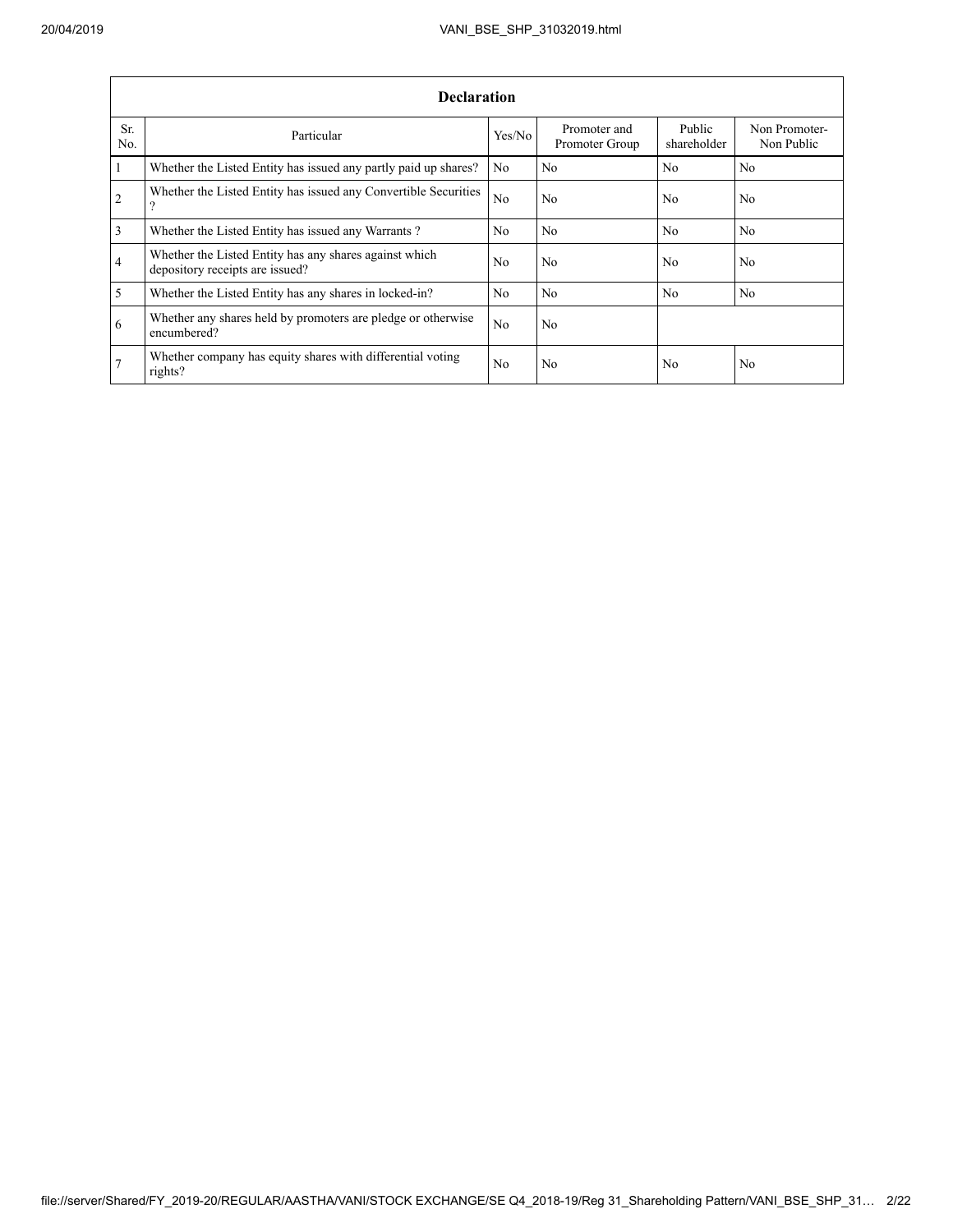| Declaration | | | | | |
|---|---|---|---|---|---|
| Sr. No. | Particular | Yes/No | Promoter and Promoter Group | Public shareholder | Non Promoter- Non Public |
| 1 | Whether the Listed Entity has issued any partly paid up shares? | No | No | No | No |
| 2 | Whether the Listed Entity has issued any Convertible Securities ? | No | No | No | No |
| 3 | Whether the Listed Entity has issued any Warrants ? | No | No | No | No |
| 4 | Whether the Listed Entity has any shares against which depository receipts are issued? | No | No | No | No |
| 5 | Whether the Listed Entity has any shares in locked-in? | No | No | No | No |
| 6 | Whether any shares held by promoters are pledge or otherwise encumbered? | No | No | | |
| 7 | Whether company has equity shares with differential voting rights? | No | No | No | No |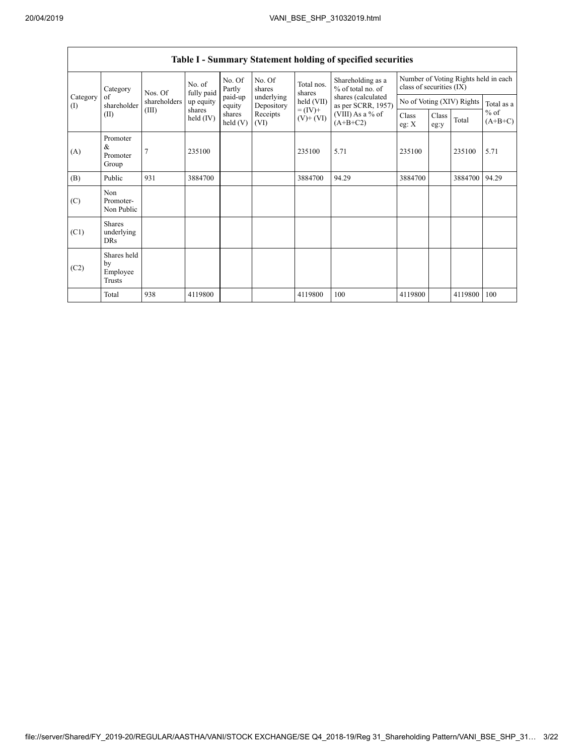## Table I - Summary Statement holding of specified securities

| Category (I) | Category of shareholder (II) | Nos. Of shareholders (III) | No. of fully paid up equity shares held (IV) | No. Of Partly paid-up equity shares held (V) | No. Of shares underlying Depository Receipts (VI) | Total nos. shares held (VII) = (IV)+ (V)+ (VI) | Shareholding as a % of total no. of shares (calculated as per SCRR, 1957) (VIII) As a % of (A+B+C2) | Number of Voting Rights held in each class of securities (IX) | | | |
|---|---|---|---|---|---|---|---|---|---|---|---|
| | | | | | | | | No of Voting (XIV) Rights | | | Total as a % of (A+B+C) |
| | | | | | | | | Class eg: X | Class eg:y | Total | |
| (A) | Promoter & Promoter Group | 7 | 235100 | | | 235100 | 5.71 | 235100 | | 235100 | 5.71 |
| (B) | Public | 931 | 3884700 | | | 3884700 | 94.29 | 3884700 | | 3884700 | 94.29 |
| (C) | Non Promoter- Non Public | | | | | | | | | | |
| (C1) | Shares underlying DRs | | | | | | | | | | |
| (C2) | Shares held by Employee Trusts | | | | | | | | | | |
| | Total | 938 | 4119800 | | | 4119800 | 100 | 4119800 | | 4119800 | 100 |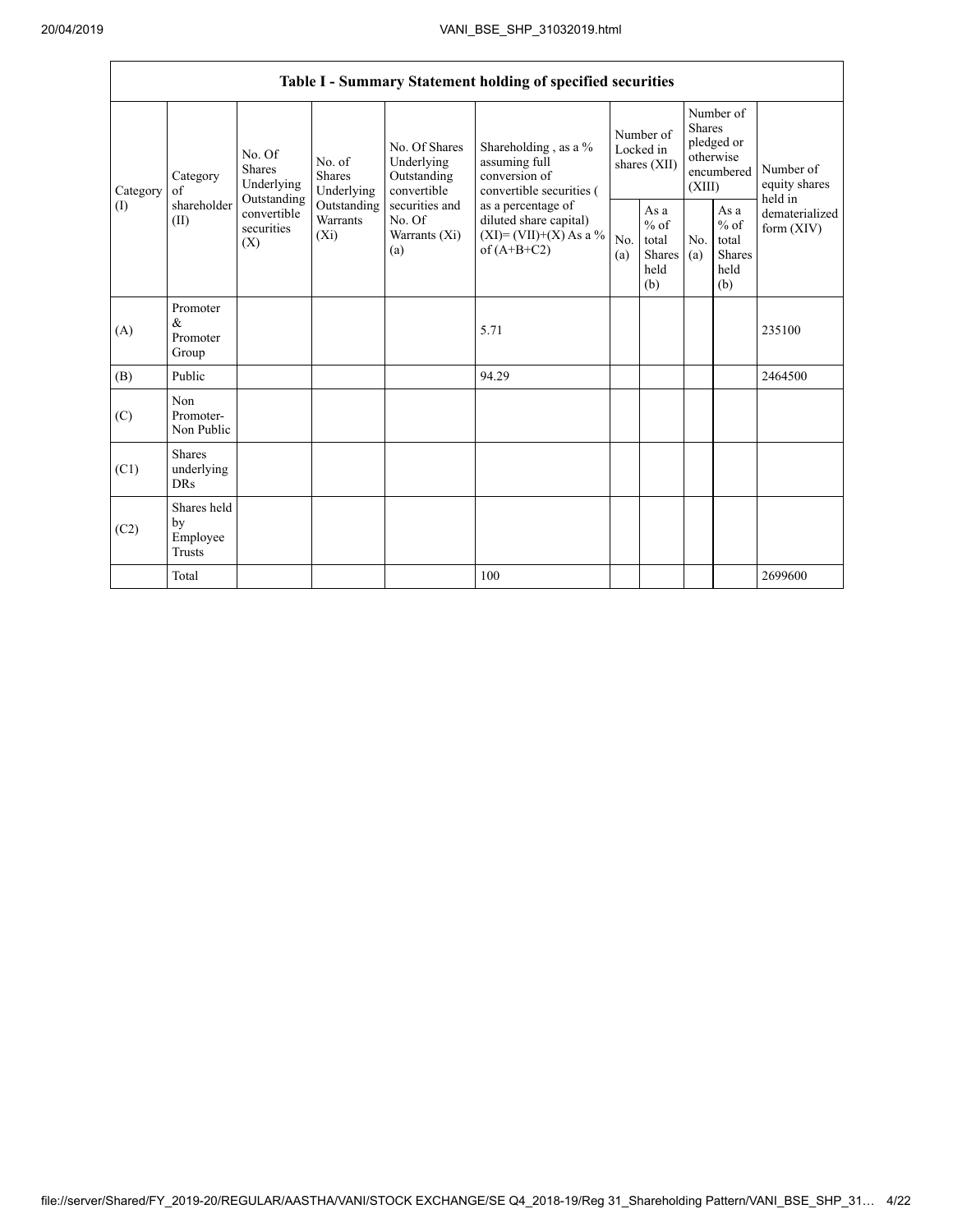| Table I - Summary Statement holding of specified securities | | | | | | | | | | | |
|---|---|---|---|---|---|---|---|---|---|---|---|
| Category (I) | Category of shareholder (II) | No. Of Shares Underlying Outstanding convertible securities (X) | No. of Shares Underlying Outstanding Warrants (Xi) | No. Of Shares Underlying Outstanding convertible securities and No. Of Warrants (Xi) (a) | Shareholding , as a % assuming full conversion of convertible securities ( as a percentage of diluted share capital) (XI)= (VII)+(X) As a % of (A+B+C2) | Number of Locked in shares (XII) | | Number of Shares pledged or otherwise encumbered (XIII) | | Number of equity shares held in dematerialized form (XIV) |
| | | | | | | No. (a) | As a % of total Shares held (b) | No. (a) | As a % of total Shares held (b) | |
| (A) | Promoter & Promoter Group | | | | 5.71 | | | | | 235100 |
| (B) | Public | | | | 94.29 | | | | | 2464500 |
| (C) | Non Promoter- Non Public | | | | | | | | | |
| (C1) | Shares underlying DRs | | | | | | | | | |
| (C2) | Shares held by Employee Trusts | | | | | | | | | |
| | Total | | | | 100 | | | | | 2699600 |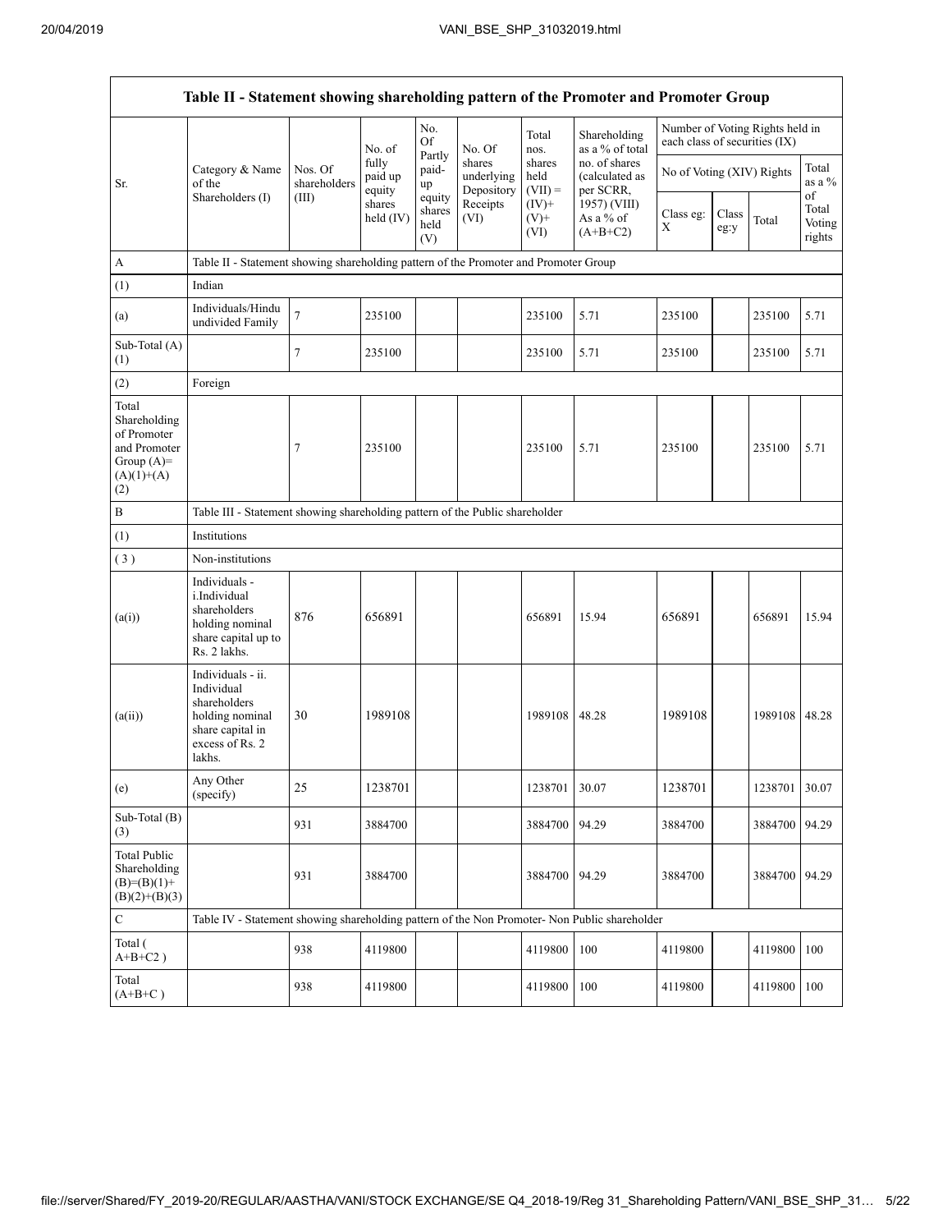| Table II - Statement showing shareholding pattern of the Promoter and Promoter Group | | | | | | | | | | | | |
|---|---|---|---|---|---|---|---|---|---|---|---|---|
| Sr. | Category & Name of the Shareholders (I) | Nos. Of shareholders (III) | No. of fully paid up equity shares held (IV) | No. Of Partly paid-up equity shares held (V) | No. Of shares underlying Depository Receipts (VI) | Total nos. shares held (VII) = (IV)+ (V)+ (VI) | Shareholding as a % of total no. of shares (calculated as per SCRR, 1957) (VIII) As a % of (A+B+C2) | Number of Voting Rights held in each class of securities (IX) | | | |
| | | | | | | | | No of Voting (XIV) Rights | | | Total as a % of Total Voting rights |
| | | | | | | | | Class eg: X | Class eg:y | Total | |
| A | Table II - Statement showing shareholding pattern of the Promoter and Promoter Group | | | | | | | | | | |
| (1) | Indian | | | | | | | | | | |
| (a) | Individuals/Hindu undivided Family | 7 | 235100 | | | 235100 | 5.71 | 235100 | | 235100 | 5.71 |
| Sub-Total (A)(1) | | 7 | 235100 | | | 235100 | 5.71 | 235100 | | 235100 | 5.71 |
| (2) | Foreign | | | | | | | | | | |
| Total Shareholding of Promoter and Promoter Group (A)=(A)(1)+(A)(2) | | 7 | 235100 | | | 235100 | 5.71 | 235100 | | 235100 | 5.71 |
| B | Table III - Statement showing shareholding pattern of the Public shareholder | | | | | | | | | | |
| (1) | Institutions | | | | | | | | | | |
| (3) | Non-institutions | | | | | | | | | | |
| (a(i)) | Individuals - i.Individual shareholders holding nominal share capital up to Rs. 2 lakhs. | 876 | 656891 | | | 656891 | 15.94 | 656891 | | 656891 | 15.94 |
| (a(ii)) | Individuals - ii. Individual shareholders holding nominal share capital in excess of Rs. 2 lakhs. | 30 | 1989108 | | | 1989108 | 48.28 | 1989108 | | 1989108 | 48.28 |
| (e) | Any Other (specify) | 25 | 1238701 | | | 1238701 | 30.07 | 1238701 | | 1238701 | 30.07 |
| Sub-Total (B)(3) | | 931 | 3884700 | | | 3884700 | 94.29 | 3884700 | | 3884700 | 94.29 |
| Total Public Shareholding (B)=(B)(1)+(B)(2)+(B)(3) | | 931 | 3884700 | | | 3884700 | 94.29 | 3884700 | | 3884700 | 94.29 |
| C | Table IV - Statement showing shareholding pattern of the Non Promoter- Non Public shareholder | | | | | | | | | | |
| Total (A+B+C2) | | 938 | 4119800 | | | 4119800 | 100 | 4119800 | | 4119800 | 100 |
| Total (A+B+C) | | 938 | 4119800 | | | 4119800 | 100 | 4119800 | | 4119800 | 100 |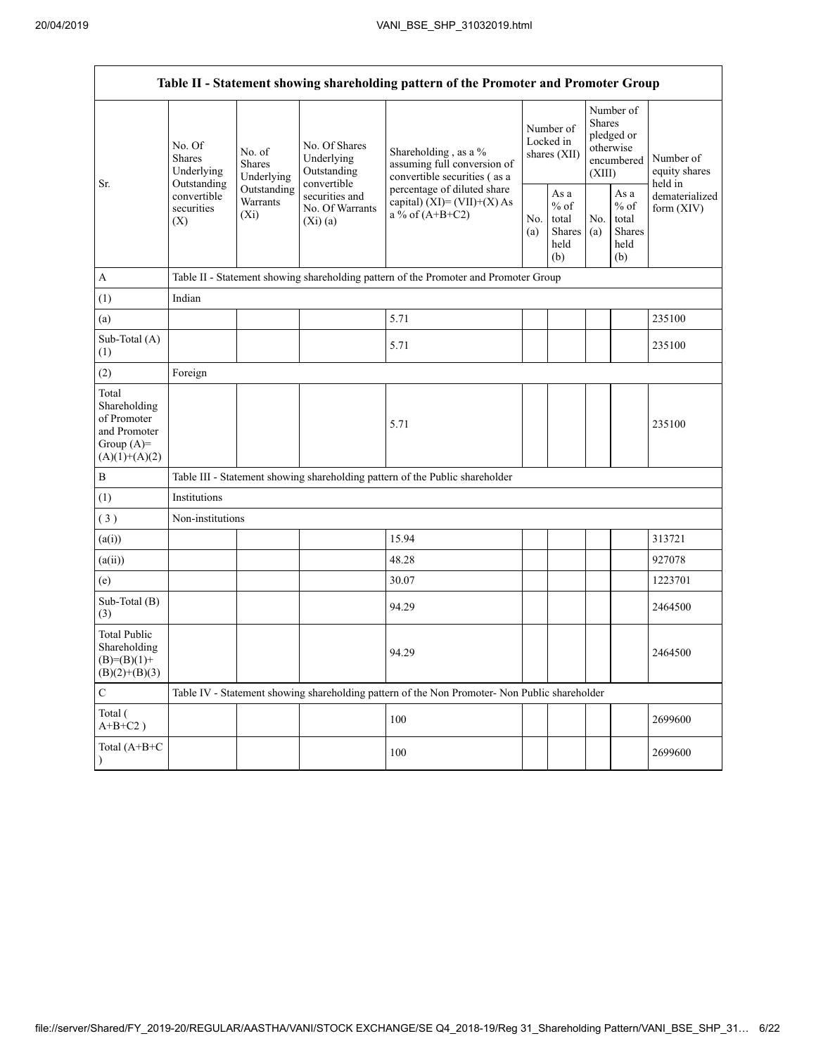| Table II - Statement showing shareholding pattern of the Promoter and Promoter Group | | | | | | | | | |
|---|---|---|---|---|---|---|---|---|---|
| Sr. | No. Of Shares Underlying Outstanding convertible securities (X) | No. of Shares Underlying Outstanding Warrants (Xi) | No. Of Shares Underlying Outstanding convertible securities and No. Of Warrants (Xi) (a) | Shareholding , as a % assuming full conversion of convertible securities ( as a percentage of diluted share capital) (XI)= (VII)+(X) As a % of (A+B+C2) | Number of Locked in shares (XII) | | Number of Shares pledged or otherwise encumbered (XIII) | | Number of equity shares held in dematerialized form (XIV) |
| | | | | | No. (a) | As a % of total Shares held (b) | No. (a) | As a % of total Shares held (b) | |
| A | Table II - Statement showing shareholding pattern of the Promoter and Promoter Group | | | | | | | | |
| (1) | Indian | | | | | | | | |
| (a) | | | | 5.71 | | | | | 235100 |
| Sub-Total (A) (1) | | | | 5.71 | | | | | 235100 |
| (2) | Foreign | | | | | | | | |
| Total Shareholding of Promoter and Promoter Group (A)= (A)(1)+(A)(2) | | | | 5.71 | | | | | 235100 |
| B | Table III - Statement showing shareholding pattern of the Public shareholder | | | | | | | | |
| (1) | Institutions | | | | | | | | |
| ( 3 ) | Non-institutions | | | | | | | | |
| (a(i)) | | | | 15.94 | | | | | 313721 |
| (a(ii)) | | | | 48.28 | | | | | 927078 |
| (e) | | | | 30.07 | | | | | 1223701 |
| Sub-Total (B) (3) | | | | 94.29 | | | | | 2464500 |
| Total Public Shareholding (B)=(B)(1)+(B)(2)+(B)(3) | | | | 94.29 | | | | | 2464500 |
| C | Table IV - Statement showing shareholding pattern of the Non Promoter- Non Public shareholder | | | | | | | | |
| Total ( A+B+C2 ) | | | | 100 | | | | | 2699600 |
| Total (A+B+C ) | | | | 100 | | | | | 2699600 |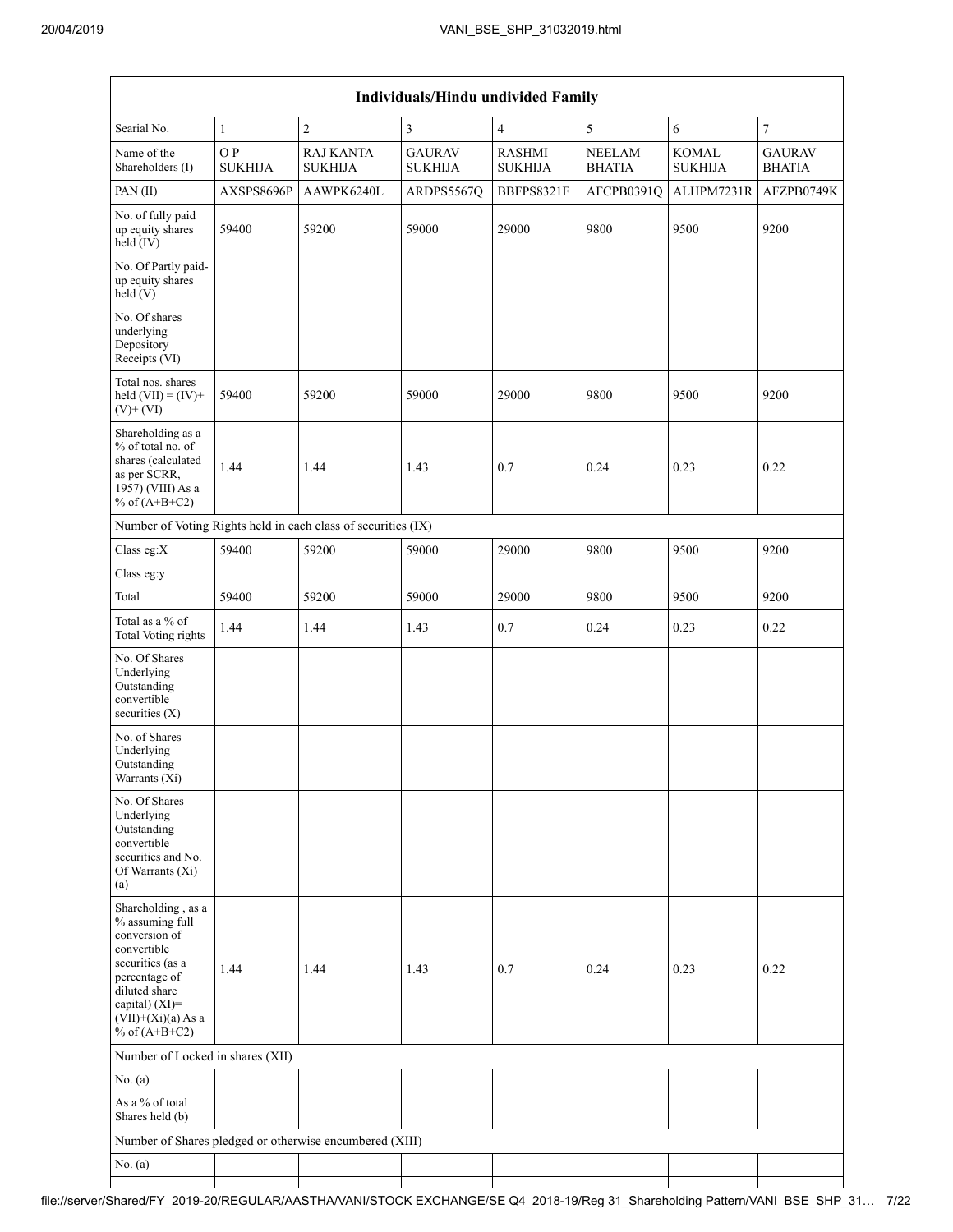| Individuals/Hindu undivided Family | | | | | | | |
|---|---|---|---|---|---|---|---|
| Searial No. | 1 | 2 | 3 | 4 | 5 | 6 | 7 |
| Name of the Shareholders (I) | O P SUKHIJA | RAJ KANTA SUKHIJA | GAURAV SUKHIJA | RASHMI SUKHIJA | NEELAM BHATIA | KOMAL SUKHIJA | GAURAV BHATIA |
| PAN (II) | AXSPS8696P | AAWPK6240L | ARDPS5567Q | BBFPS8321F | AFCPB0391Q | ALHPM7231R | AFZPB0749K |
| No. of fully paid up equity shares held (IV) | 59400 | 59200 | 59000 | 29000 | 9800 | 9500 | 9200 |
| No. Of Partly paid-up equity shares held (V) | | | | | | | |
| No. Of shares underlying Depository Receipts (VI) | | | | | | | |
| Total nos. shares held (VII) = (IV)+ (V)+ (VI) | 59400 | 59200 | 59000 | 29000 | 9800 | 9500 | 9200 |
| Shareholding as a % of total no. of shares (calculated as per SCRR, 1957) (VIII) As a % of (A+B+C2) | 1.44 | 1.44 | 1.43 | 0.7 | 0.24 | 0.23 | 0.22 |
| Number of Voting Rights held in each class of securities (IX) | | | | | | | |
| Class eg:X | 59400 | 59200 | 59000 | 29000 | 9800 | 9500 | 9200 |
| Class eg:y | | | | | | | |
| Total | 59400 | 59200 | 59000 | 29000 | 9800 | 9500 | 9200 |
| Total as a % of Total Voting rights | 1.44 | 1.44 | 1.43 | 0.7 | 0.24 | 0.23 | 0.22 |
| No. Of Shares Underlying Outstanding convertible securities (X) | | | | | | | |
| No. of Shares Underlying Outstanding Warrants (Xi) | | | | | | | |
| No. Of Shares Underlying Outstanding convertible securities and No. Of Warrants (Xi) (a) | | | | | | | |
| Shareholding , as a % assuming full conversion of convertible securities (as a percentage of diluted share capital) (XI)= (VII)+(Xi)(a) As a % of (A+B+C2) | 1.44 | 1.44 | 1.43 | 0.7 | 0.24 | 0.23 | 0.22 |
| Number of Locked in shares (XII) | | | | | | | |
| No. (a) | | | | | | | |
| As a % of total Shares held (b) | | | | | | | |
| Number of Shares pledged or otherwise encumbered (XIII) | | | | | | | |
| No. (a) | | | | | | | |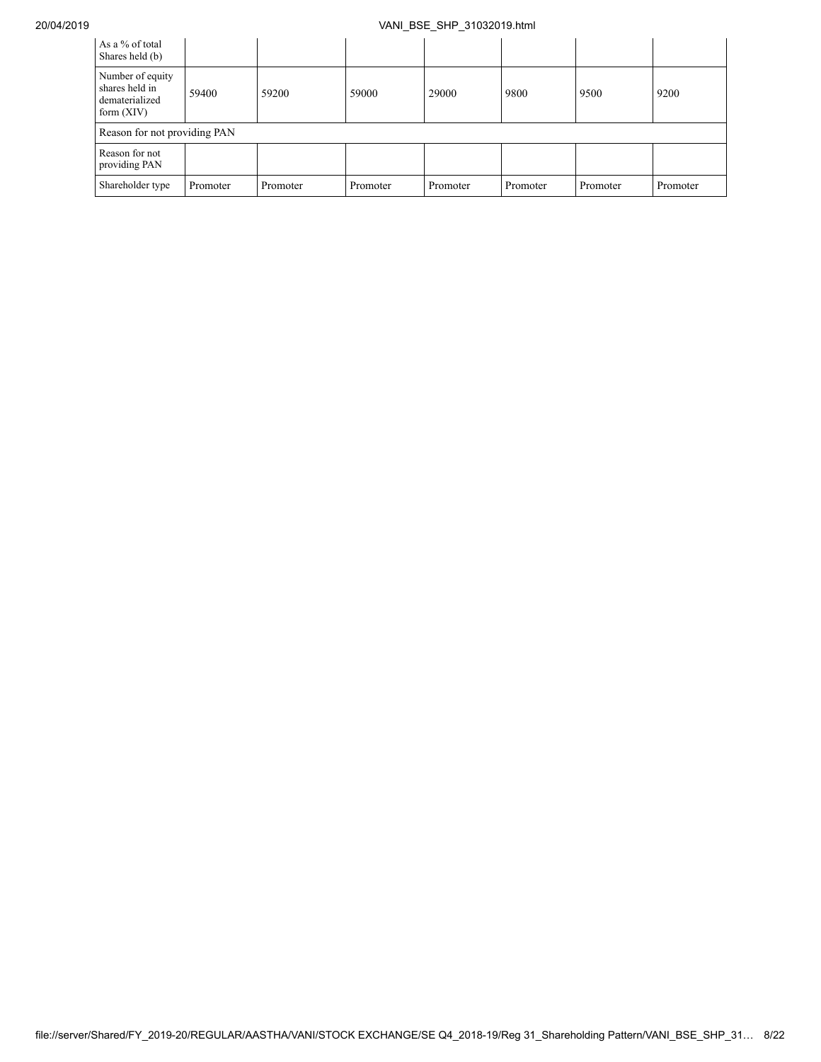| As a % of total Shares held (b) | | | | | | | |
|---|---|---|---|---|---|---|---|
| Number of equity shares held in dematerialized form (XIV) | 59400 | 59200 | 59000 | 29000 | 9800 | 9500 | 9200 |
| Reason for not providing PAN | | | | | | | |
| Reason for not providing PAN | | | | | | | |
| Shareholder type | Promoter | Promoter | Promoter | Promoter | Promoter | Promoter | Promoter |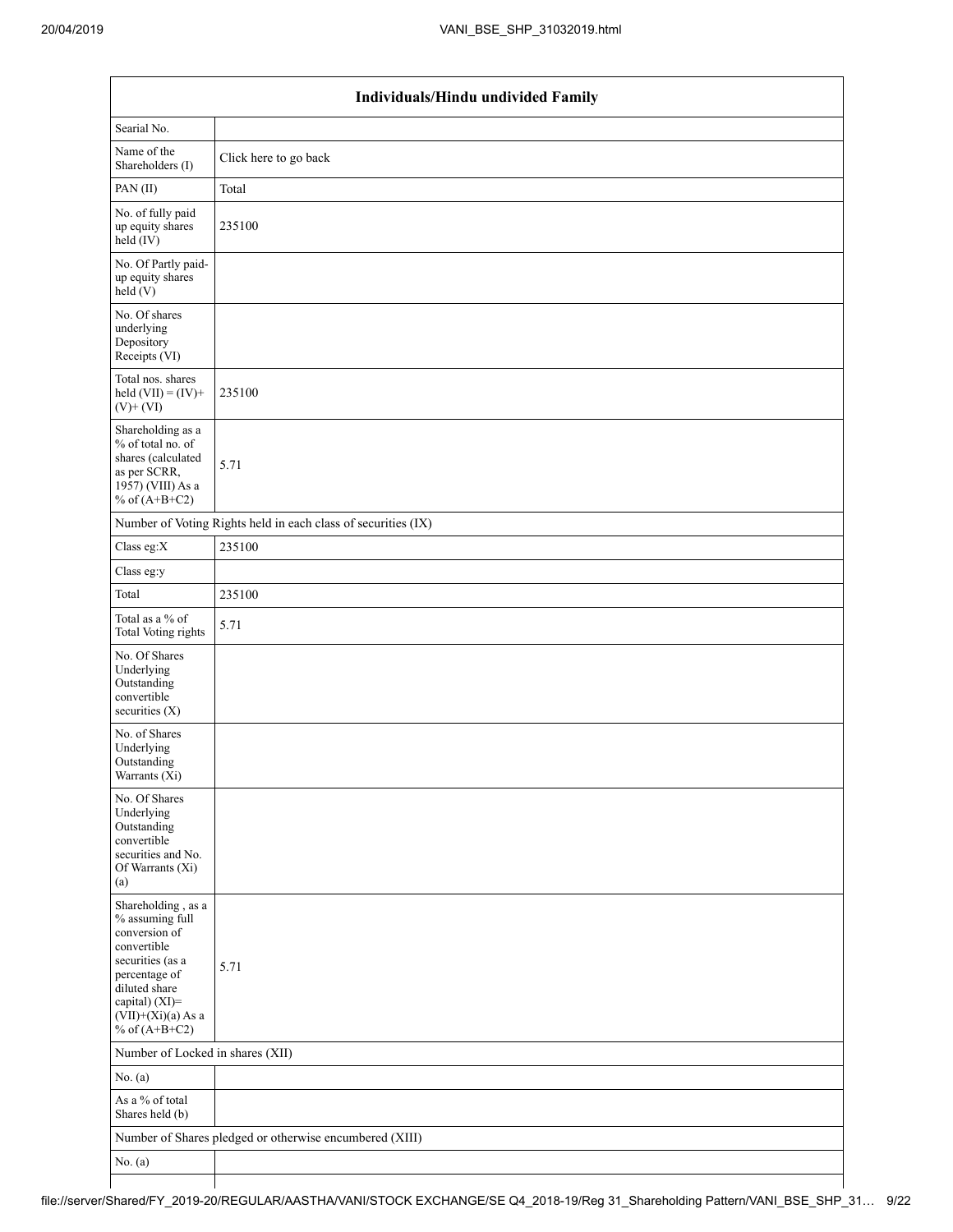| Individuals/Hindu undivided Family | |
|---|---|
| Searial No. | |
| Name of the Shareholders (I) | Click here to go back |
| PAN (II) | Total |
| No. of fully paid up equity shares held (IV) | 235100 |
| No. Of Partly paid-up equity shares held (V) | |
| No. Of shares underlying Depository Receipts (VI) | |
| Total nos. shares held (VII) = (IV)+ (V)+ (VI) | 235100 |
| Shareholding as a % of total no. of shares (calculated as per SCRR, 1957) (VIII) As a % of (A+B+C2) | 5.71 |
| Number of Voting Rights held in each class of securities (IX) | |
| Class eg:X | 235100 |
| Class eg:y | |
| Total | 235100 |
| Total as a % of Total Voting rights | 5.71 |
| No. Of Shares Underlying Outstanding convertible securities (X) | |
| No. of Shares Underlying Outstanding Warrants (Xi) | |
| No. Of Shares Underlying Outstanding convertible securities and No. Of Warrants (Xi) (a) | |
| Shareholding , as a % assuming full conversion of convertible securities (as a percentage of diluted share capital) (XI)= (VII)+(Xi)(a) As a % of (A+B+C2) | 5.71 |
| Number of Locked in shares (XII) | |
| No. (a) | |
| As a % of total Shares held (b) | |
| Number of Shares pledged or otherwise encumbered (XIII) | |
| No. (a) | |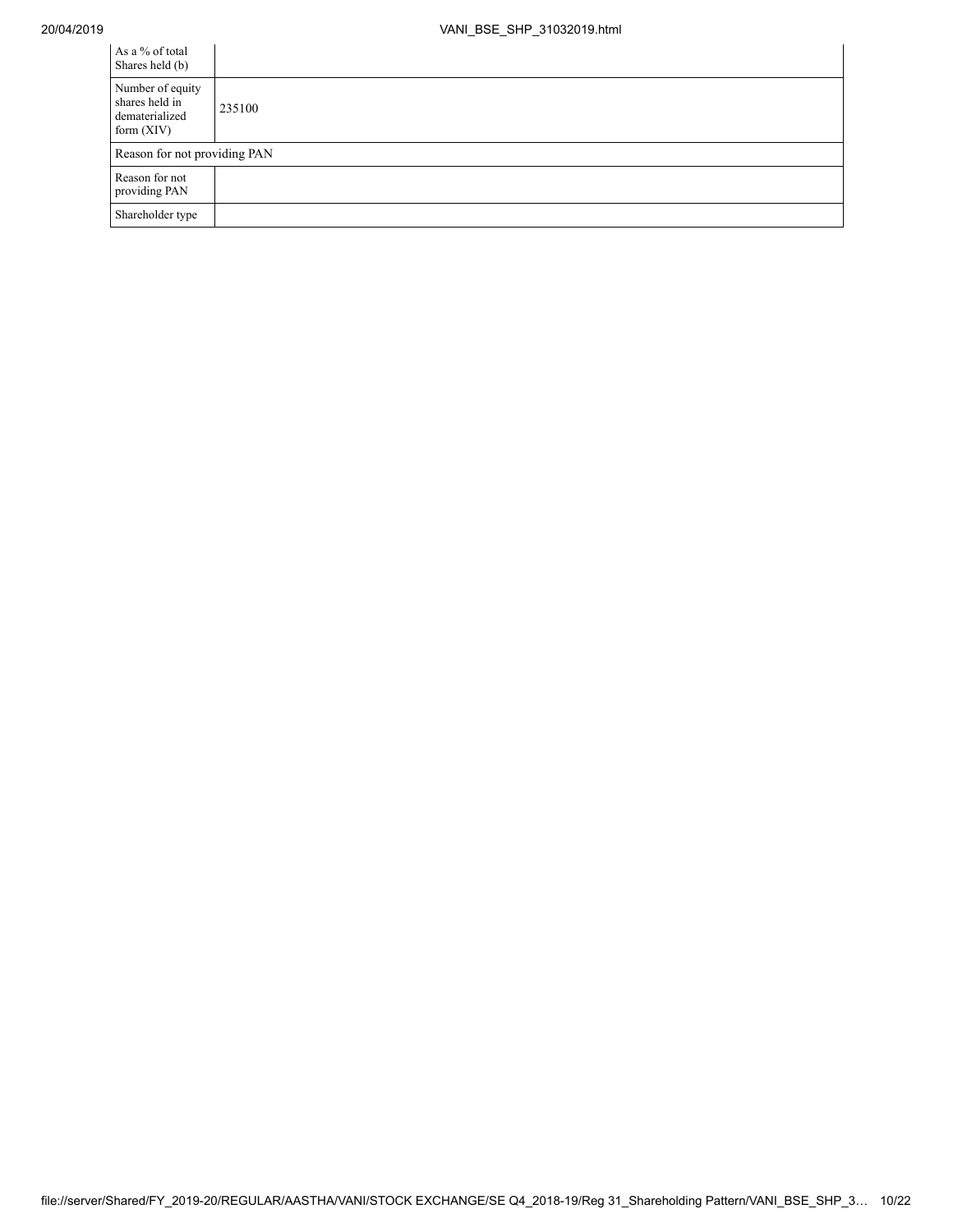| As a % of total Shares held (b) | |
|---|---|
| Number of equity shares held in dematerialized form (XIV) | 235100 |
| Reason for not providing PAN | |
| Reason for not providing PAN | |
| Shareholder type | |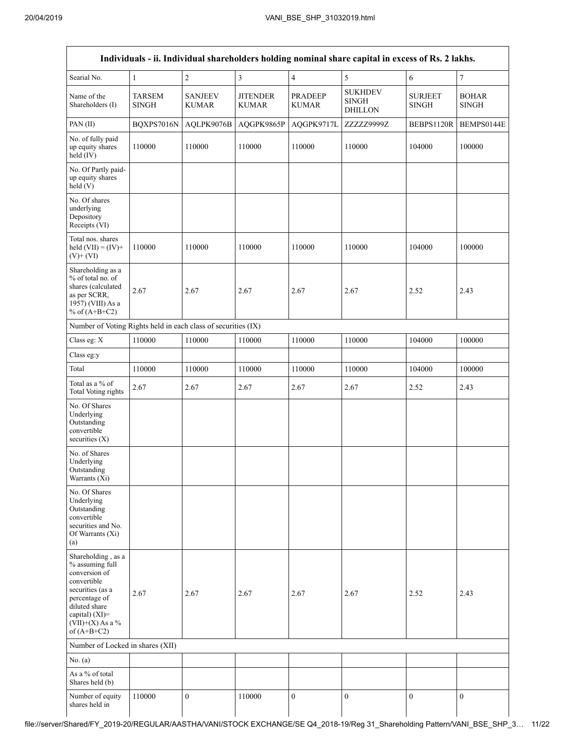| Individuals - ii. Individual shareholders holding nominal share capital in excess of Rs. 2 lakhs. | | | | | | | |
|---|---|---|---|---|---|---|---|
| Searial No. | 1 | 2 | 3 | 4 | 5 | 6 | 7 |
| Name of the Shareholders (I) | TARSEM SINGH | SANJEEV KUMAR | JITENDER KUMAR | PRADEEP KUMAR | SUKHDEV SINGH DHILLON | SURJEET SINGH | BOHAR SINGH |
| PAN (II) | BQXPS7016N | AQLPK9076B | AQGPK9865P | AQGPK9717L | ZZZZZ9999Z | BEBPS1120R | BEMPS0144E |
| No. of fully paid up equity shares held (IV) | 110000 | 110000 | 110000 | 110000 | 110000 | 104000 | 100000 |
| No. Of Partly paid-up equity shares held (V) | | | | | | | |
| No. Of shares underlying Depository Receipts (VI) | | | | | | | |
| Total nos. shares held (VII) = (IV)+ (V)+ (VI) | 110000 | 110000 | 110000 | 110000 | 110000 | 104000 | 100000 |
| Shareholding as a % of total no. of shares (calculated as per SCRR, 1957) (VIII) As a % of (A+B+C2) | 2.67 | 2.67 | 2.67 | 2.67 | 2.67 | 2.52 | 2.43 |
| Number of Voting Rights held in each class of securities (IX) | | | | | | | |
| Class eg: X | 110000 | 110000 | 110000 | 110000 | 110000 | 104000 | 100000 |
| Class eg:y | | | | | | | |
| Total | 110000 | 110000 | 110000 | 110000 | 110000 | 104000 | 100000 |
| Total as a % of Total Voting rights | 2.67 | 2.67 | 2.67 | 2.67 | 2.67 | 2.52 | 2.43 |
| No. Of Shares Underlying Outstanding convertible securities (X) | | | | | | | |
| No. of Shares Underlying Outstanding Warrants (Xi) | | | | | | | |
| No. Of Shares Underlying Outstanding convertible securities and No. Of Warrants (Xi) (a) | | | | | | | |
| Shareholding , as a % assuming full conversion of convertible securities (as a percentage of diluted share capital) (XI)= (VII)+(X) As a % of (A+B+C2) | 2.67 | 2.67 | 2.67 | 2.67 | 2.67 | 2.52 | 2.43 |
| Number of Locked in shares (XII) | | | | | | | |
| No. (a) | | | | | | | |
| As a % of total Shares held (b) | | | | | | | |
| Number of equity shares held in | 110000 | 0 | 110000 | 0 | 0 | 0 | 0 |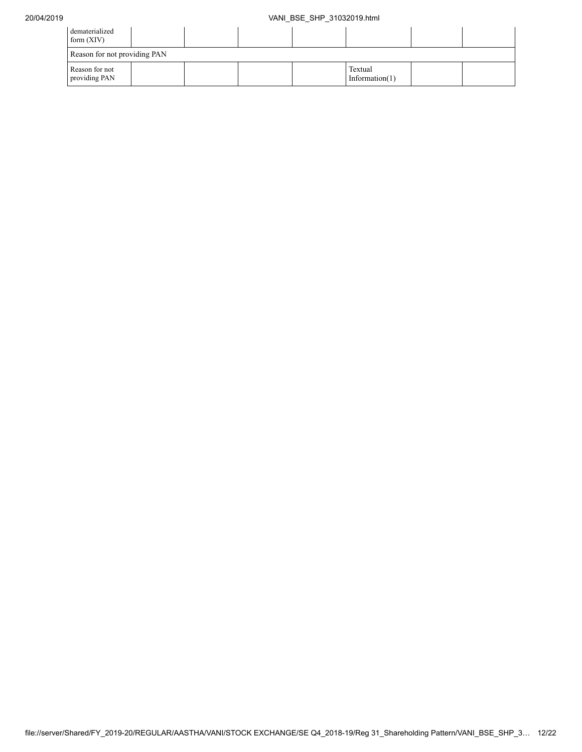| dematerialized form (XIV) | | | | | | | |
|---|---|---|---|---|---|---|---|
| Reason for not providing PAN | | | | | | | |
| Reason for not providing PAN | | | | | Textual Information(1) | | |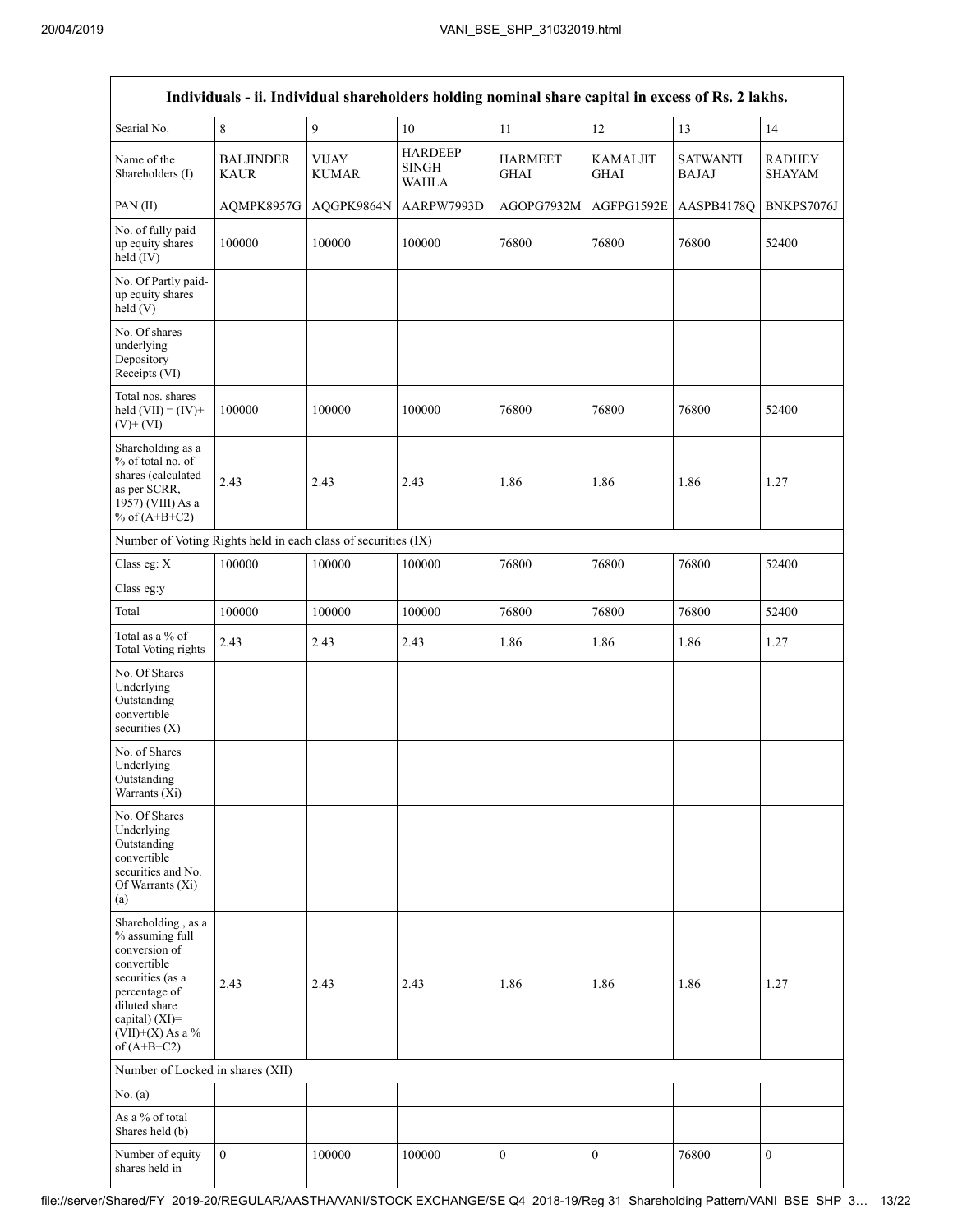| Individuals - ii. Individual shareholders holding nominal share capital in excess of Rs. 2 lakhs. | | | | | | | |
|---|---|---|---|---|---|---|---|
| Searial No. | 8 | 9 | 10 | 11 | 12 | 13 | 14 |
| Name of the Shareholders (I) | BALJINDER KAUR | VIJAY KUMAR | HARDEEP SINGH WAHLA | HARMEET GHAI | KAMALJIT GHAI | SATWANTI BAJAJ | RADHEY SHAYAM |
| PAN (II) | AQMPK8957G | AQGPK9864N | AARPW7993D | AGOPG7932M | AGFPG1592E | AASPB4178Q | BNKPS7076J |
| No. of fully paid up equity shares held (IV) | 100000 | 100000 | 100000 | 76800 | 76800 | 76800 | 52400 |
| No. Of Partly paid-up equity shares held (V) | | | | | | | |
| No. Of shares underlying Depository Receipts (VI) | | | | | | | |
| Total nos. shares held (VII) = (IV)+ (V)+ (VI) | 100000 | 100000 | 100000 | 76800 | 76800 | 76800 | 52400 |
| Shareholding as a % of total no. of shares (calculated as per SCRR, 1957) (VIII) As a % of (A+B+C2) | 2.43 | 2.43 | 2.43 | 1.86 | 1.86 | 1.86 | 1.27 |
| Number of Voting Rights held in each class of securities (IX) | | | | | | | |
| Class eg: X | 100000 | 100000 | 100000 | 76800 | 76800 | 76800 | 52400 |
| Class eg:y | | | | | | | |
| Total | 100000 | 100000 | 100000 | 76800 | 76800 | 76800 | 52400 |
| Total as a % of Total Voting rights | 2.43 | 2.43 | 2.43 | 1.86 | 1.86 | 1.86 | 1.27 |
| No. Of Shares Underlying Outstanding convertible securities (X) | | | | | | | |
| No. of Shares Underlying Outstanding Warrants (Xi) | | | | | | | |
| No. Of Shares Underlying Outstanding convertible securities and No. Of Warrants (Xi) (a) | | | | | | | |
| Shareholding , as a % assuming full conversion of convertible securities (as a percentage of diluted share capital) (XI)= (VII)+(X) As a % of (A+B+C2) | 2.43 | 2.43 | 2.43 | 1.86 | 1.86 | 1.86 | 1.27 |
| Number of Locked in shares (XII) | | | | | | | |
| No. (a) | | | | | | | |
| As a % of total Shares held (b) | | | | | | | |
| Number of equity shares held in | 0 | 100000 | 100000 | 0 | 0 | 76800 | 0 |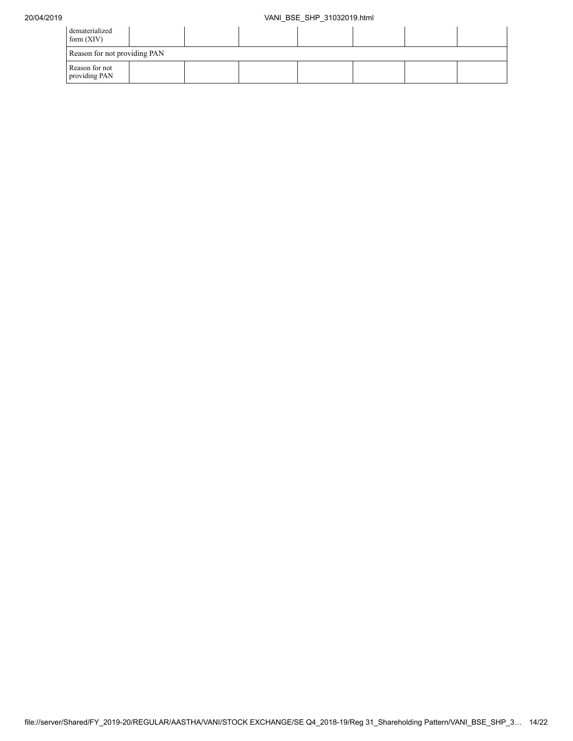| dematerialized form (XIV) | | | | | | | |
|---|---|---|---|---|---|---|---|
| Reason for not providing PAN | | | | | | | |
| Reason for not providing PAN | | | | | | | |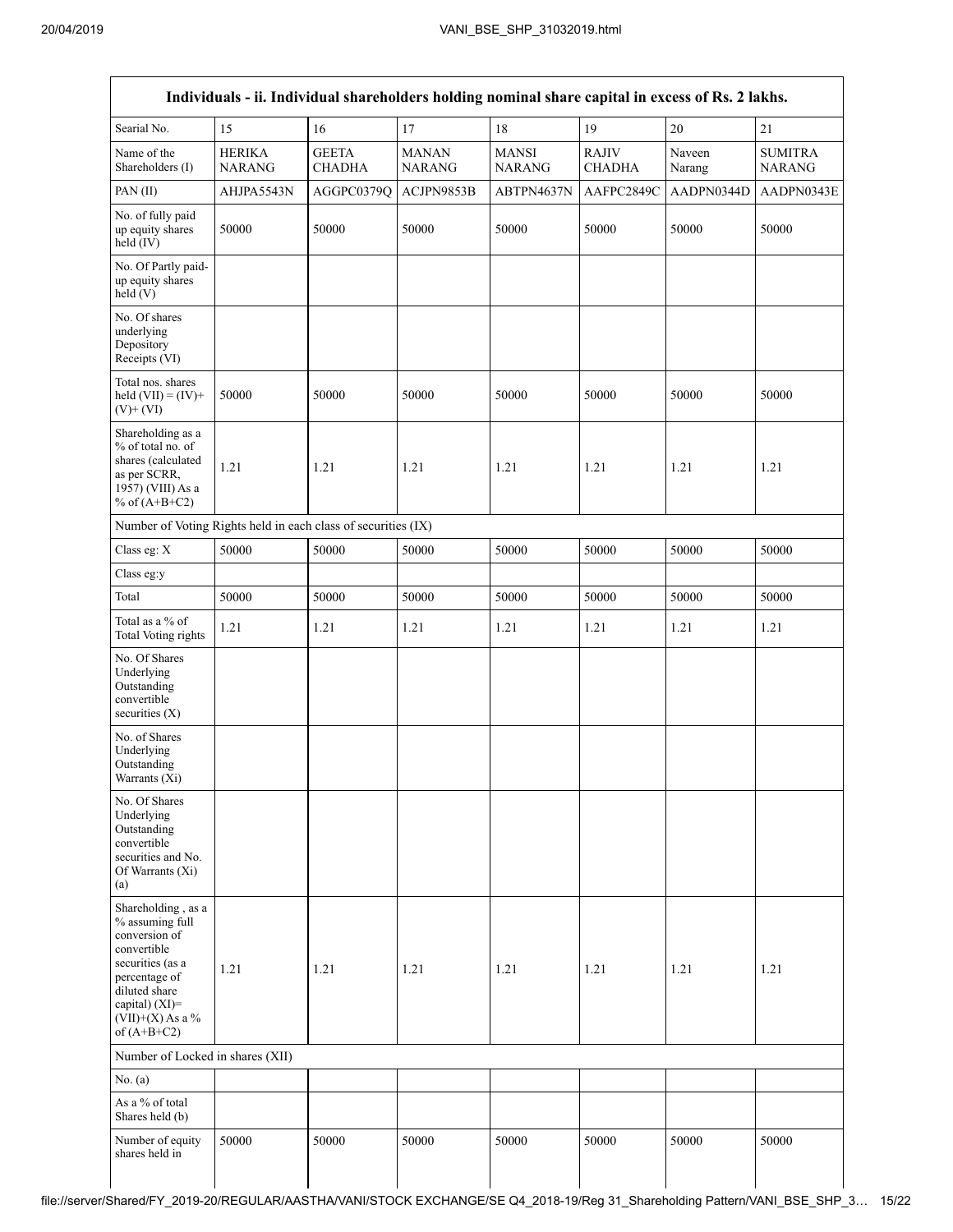| Individuals - ii. Individual shareholders holding nominal share capital in excess of Rs. 2 lakhs. | | | | | | | |
|---|---|---|---|---|---|---|---|
| Searial No. | 15 | 16 | 17 | 18 | 19 | 20 | 21 |
| Name of the Shareholders (I) | HERIKA NARANG | GEETA CHADHA | MANAN NARANG | MANSI NARANG | RAJIV CHADHA | Naveen Narang | SUMITRA NARANG |
| PAN (II) | AHJPA5543N | AGGPC0379Q | ACJPN9853B | ABTPN4637N | AAFPC2849C | AADPN0344D | AADPN0343E |
| No. of fully paid up equity shares held (IV) | 50000 | 50000 | 50000 | 50000 | 50000 | 50000 | 50000 |
| No. Of Partly paid-up equity shares held (V) | | | | | | | |
| No. Of shares underlying Depository Receipts (VI) | | | | | | | |
| Total nos. shares held (VII) = (IV)+ (V)+ (VI) | 50000 | 50000 | 50000 | 50000 | 50000 | 50000 | 50000 |
| Shareholding as a % of total no. of shares (calculated as per SCRR, 1957) (VIII) As a % of (A+B+C2) | 1.21 | 1.21 | 1.21 | 1.21 | 1.21 | 1.21 | 1.21 |
| Number of Voting Rights held in each class of securities (IX) | | | | | | | |
| Class eg: X | 50000 | 50000 | 50000 | 50000 | 50000 | 50000 | 50000 |
| Class eg:y | | | | | | | |
| Total | 50000 | 50000 | 50000 | 50000 | 50000 | 50000 | 50000 |
| Total as a % of Total Voting rights | 1.21 | 1.21 | 1.21 | 1.21 | 1.21 | 1.21 | 1.21 |
| No. Of Shares Underlying Outstanding convertible securities (X) | | | | | | | |
| No. of Shares Underlying Outstanding Warrants (Xi) | | | | | | | |
| No. Of Shares Underlying Outstanding convertible securities and No. Of Warrants (Xi) (a) | | | | | | | |
| Shareholding , as a % assuming full conversion of convertible securities (as a percentage of diluted share capital) (XI)= (VII)+(X) As a % of (A+B+C2) | 1.21 | 1.21 | 1.21 | 1.21 | 1.21 | 1.21 | 1.21 |
| Number of Locked in shares (XII) | | | | | | | |
| No. (a) | | | | | | | |
| As a % of total Shares held (b) | | | | | | | |
| Number of equity shares held in | 50000 | 50000 | 50000 | 50000 | 50000 | 50000 | 50000 |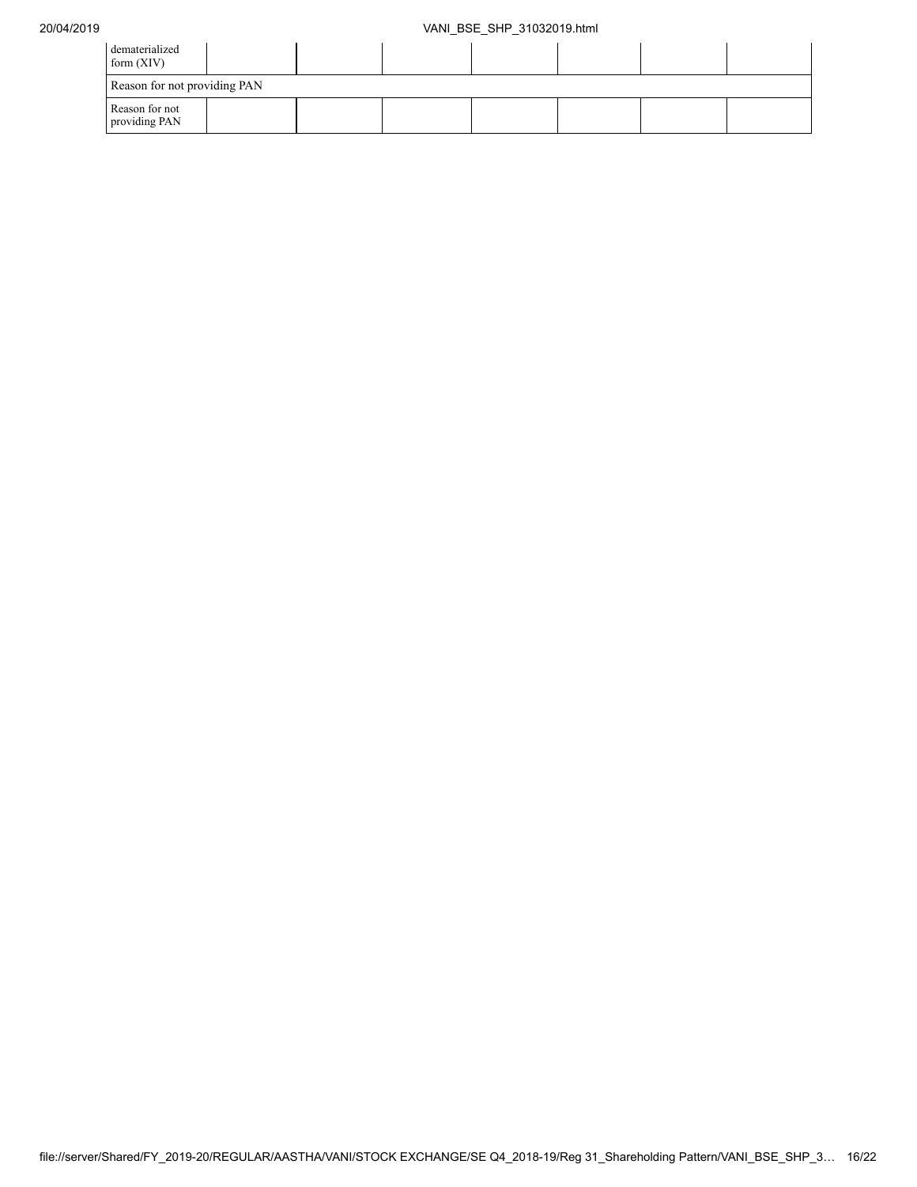| | | | | | | | |
|---|---|---|---|---|---|---|---|
| dematerialized form (XIV) | | | | | | | |
| Reason for not providing PAN | | | | | | | |
| Reason for not providing PAN | | | | | | | |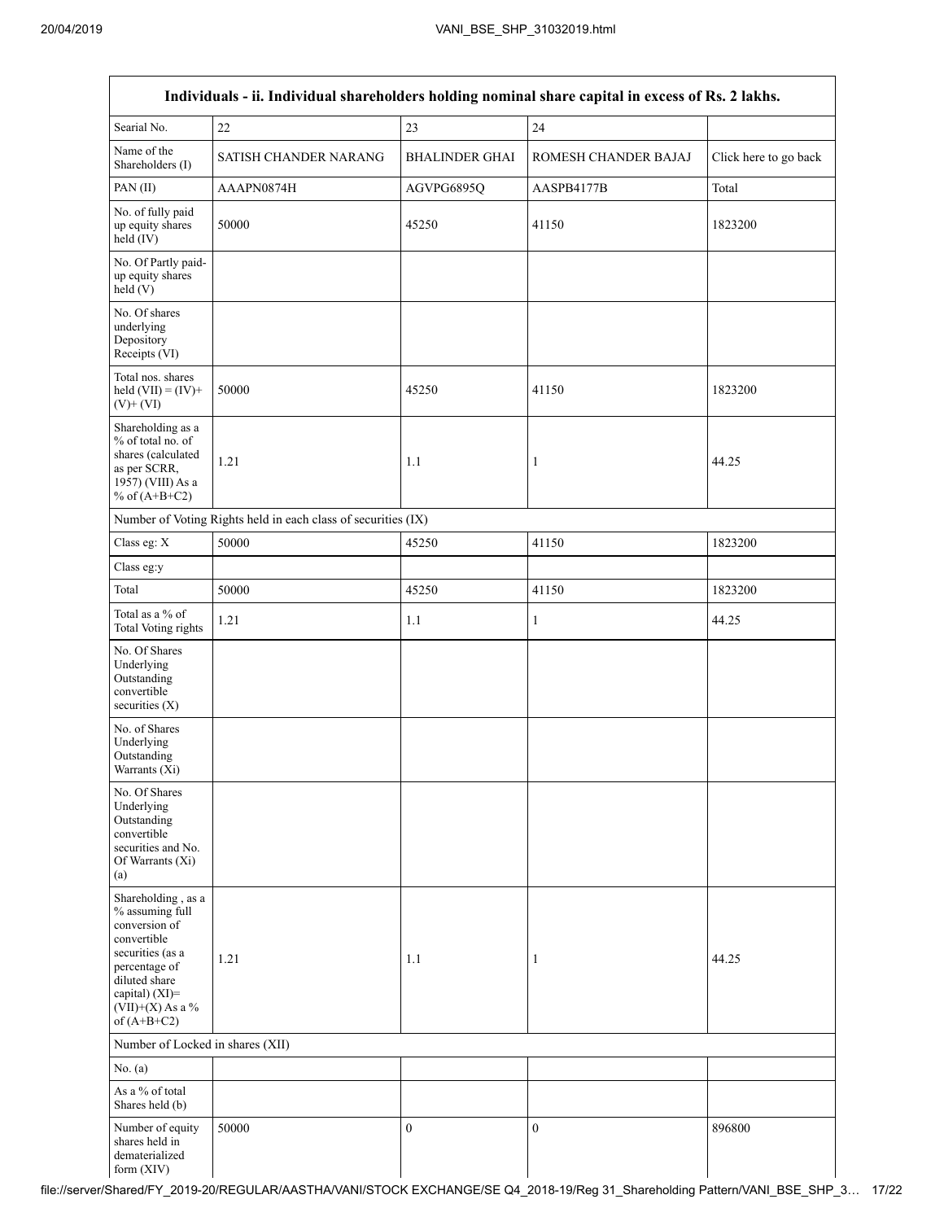| Individuals - ii. Individual shareholders holding nominal share capital in excess of Rs. 2 lakhs. | | | | |
|---|---|---|---|---|
| Searial No. | 22 | 23 | 24 | |
| Name of the Shareholders (I) | SATISH CHANDER NARANG | BHALINDER GHAI | ROMESH CHANDER BAJAJ | Click here to go back |
| PAN (II) | AAAPN0874H | AGVPG6895Q | AASPB4177B | Total |
| No. of fully paid up equity shares held (IV) | 50000 | 45250 | 41150 | 1823200 |
| No. Of Partly paid-up equity shares held (V) | | | | |
| No. Of shares underlying Depository Receipts (VI) | | | | |
| Total nos. shares held (VII) = (IV)+ (V)+ (VI) | 50000 | 45250 | 41150 | 1823200 |
| Shareholding as a % of total no. of shares (calculated as per SCRR, 1957) (VIII) As a % of (A+B+C2) | 1.21 | 1.1 | 1 | 44.25 |
| Number of Voting Rights held in each class of securities (IX) | | | | |
| Class eg: X | 50000 | 45250 | 41150 | 1823200 |
| Class eg:y | | | | |
| Total | 50000 | 45250 | 41150 | 1823200 |
| Total as a % of Total Voting rights | 1.21 | 1.1 | 1 | 44.25 |
| No. Of Shares Underlying Outstanding convertible securities (X) | | | | |
| No. of Shares Underlying Outstanding Warrants (Xi) | | | | |
| No. Of Shares Underlying Outstanding convertible securities and No. Of Warrants (Xi) (a) | | | | |
| Shareholding , as a % assuming full conversion of convertible securities (as a percentage of diluted share capital) (XI)= (VII)+(X) As a % of (A+B+C2) | 1.21 | 1.1 | 1 | 44.25 |
| Number of Locked in shares (XII) | | | | |
| No. (a) | | | | |
| As a % of total Shares held (b) | | | | |
| Number of equity shares held in dematerialized form (XIV) | 50000 | 0 | 0 | 896800 |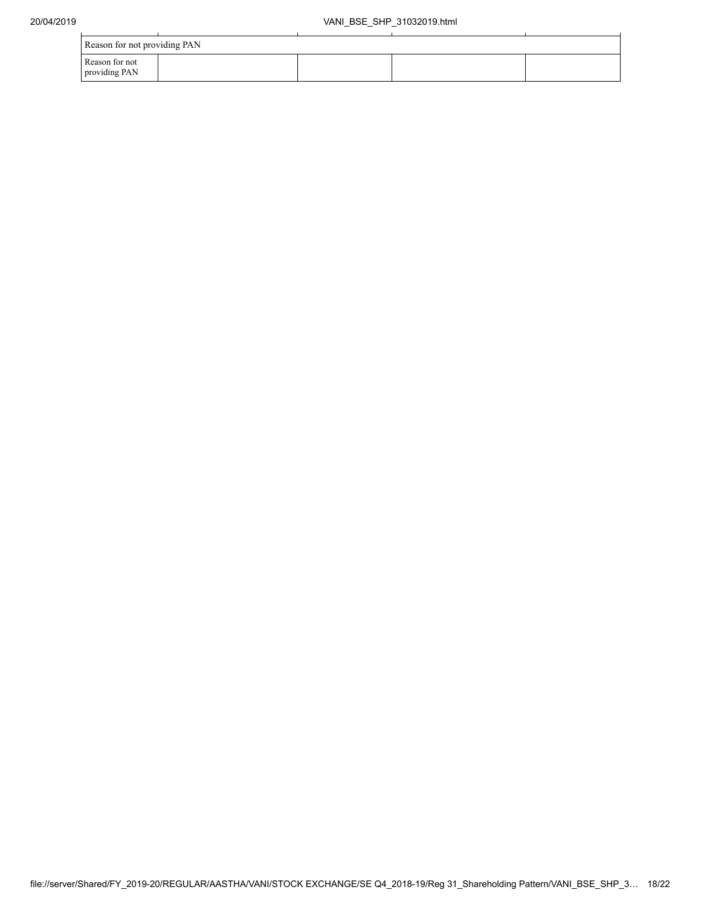| Reason for not providing PAN | | | | |
|---|---|---|---|---|
| Reason for not providing PAN | | | | |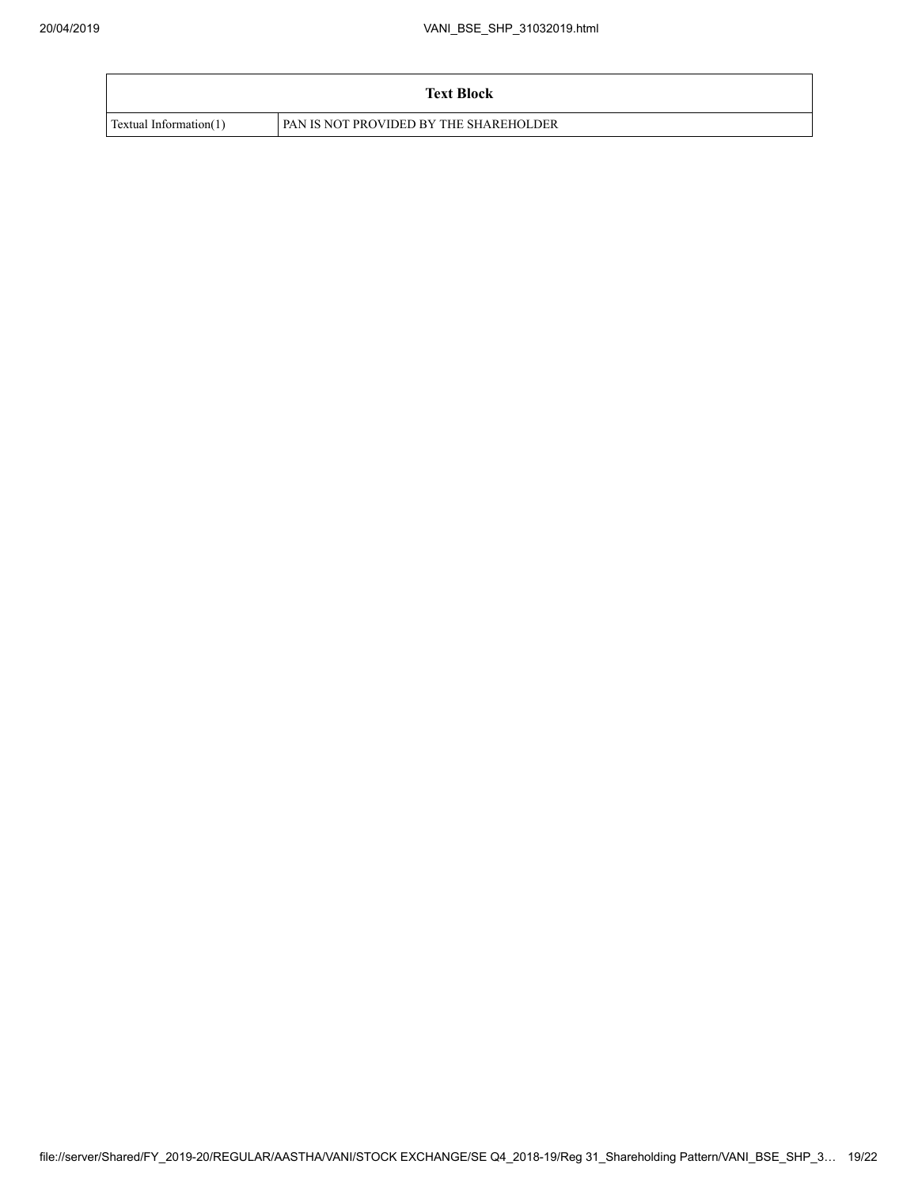| Text Block | |
|---|---|
| Textual Information(1) | PAN IS NOT PROVIDED BY THE SHAREHOLDER |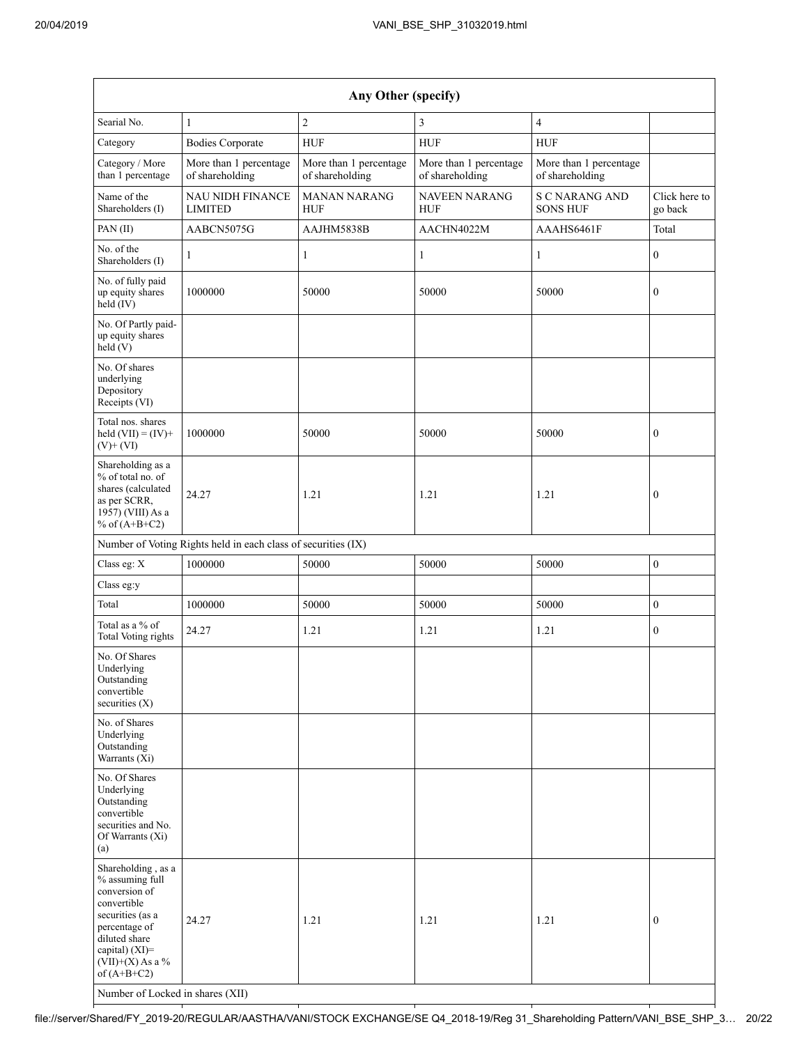| Any Other (specify) | | | | | |
|---|---|---|---|---|---|
| Searial No. | 1 | 2 | 3 | 4 | |
| Category | Bodies Corporate | HUF | HUF | HUF | |
| Category / More than 1 percentage | More than 1 percentage of shareholding | More than 1 percentage of shareholding | More than 1 percentage of shareholding | More than 1 percentage of shareholding | |
| Name of the Shareholders (I) | NAU NIDH FINANCE LIMITED | MANAN NARANG HUF | NAVEEN NARANG HUF | S C NARANG AND SONS HUF | Click here to go back |
| PAN (II) | AABCN5075G | AAJHM5838B | AACHN4022M | AAAHS6461F | Total |
| No. of the Shareholders (I) | 1 | 1 | 1 | 1 | 0 |
| No. of fully paid up equity shares held (IV) | 1000000 | 50000 | 50000 | 50000 | 0 |
| No. Of Partly paid-up equity shares held (V) | | | | | |
| No. Of shares underlying Depository Receipts (VI) | | | | | |
| Total nos. shares held (VII) = (IV)+(V)+ (VI) | 1000000 | 50000 | 50000 | 50000 | 0 |
| Shareholding as a % of total no. of shares (calculated as per SCRR, 1957) (VIII) As a % of (A+B+C2) | 24.27 | 1.21 | 1.21 | 1.21 | 0 |
| Number of Voting Rights held in each class of securities (IX) | | | | | |
| Class eg: X | 1000000 | 50000 | 50000 | 50000 | 0 |
| Class eg:y | | | | | |
| Total | 1000000 | 50000 | 50000 | 50000 | 0 |
| Total as a % of Total Voting rights | 24.27 | 1.21 | 1.21 | 1.21 | 0 |
| No. Of Shares Underlying Outstanding convertible securities (X) | | | | | |
| No. of Shares Underlying Outstanding Warrants (Xi) | | | | | |
| No. Of Shares Underlying Outstanding convertible securities and No. Of Warrants (Xi) (a) | | | | | |
| Shareholding , as a % assuming full conversion of convertible securities (as a percentage of diluted share capital) (XI)= (VII)+(X) As a % of (A+B+C2) | 24.27 | 1.21 | 1.21 | 1.21 | 0 |
| Number of Locked in shares (XII) | | | | | |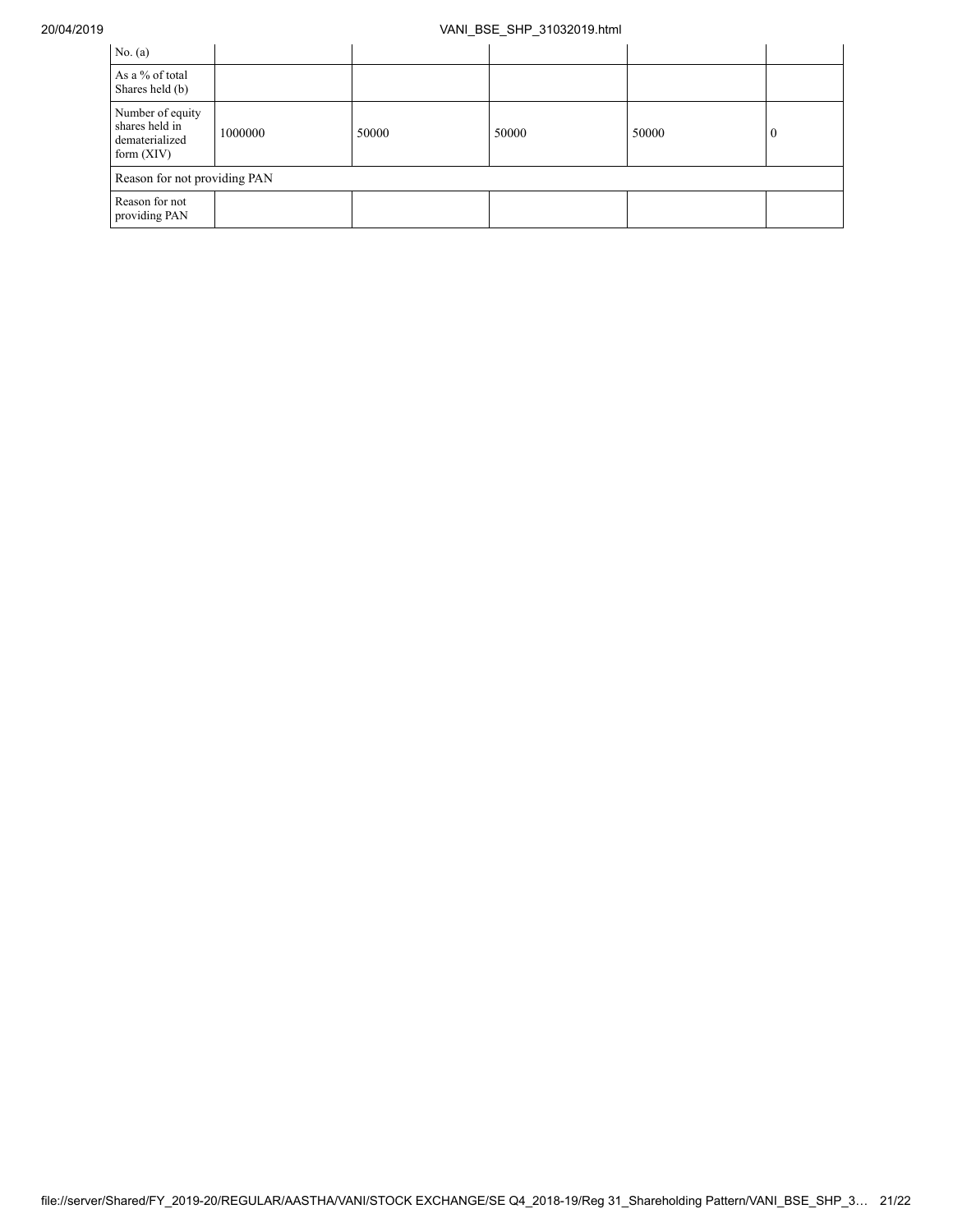| | | | | | |
|---|---|---|---|---|---|
| No. (a) | | | | | |
| As a % of total Shares held (b) | | | | | |
| Number of equity shares held in dematerialized form (XIV) | 1000000 | 50000 | 50000 | 50000 | 0 |
| Reason for not providing PAN | | | | | |
| Reason for not providing PAN | | | | | |